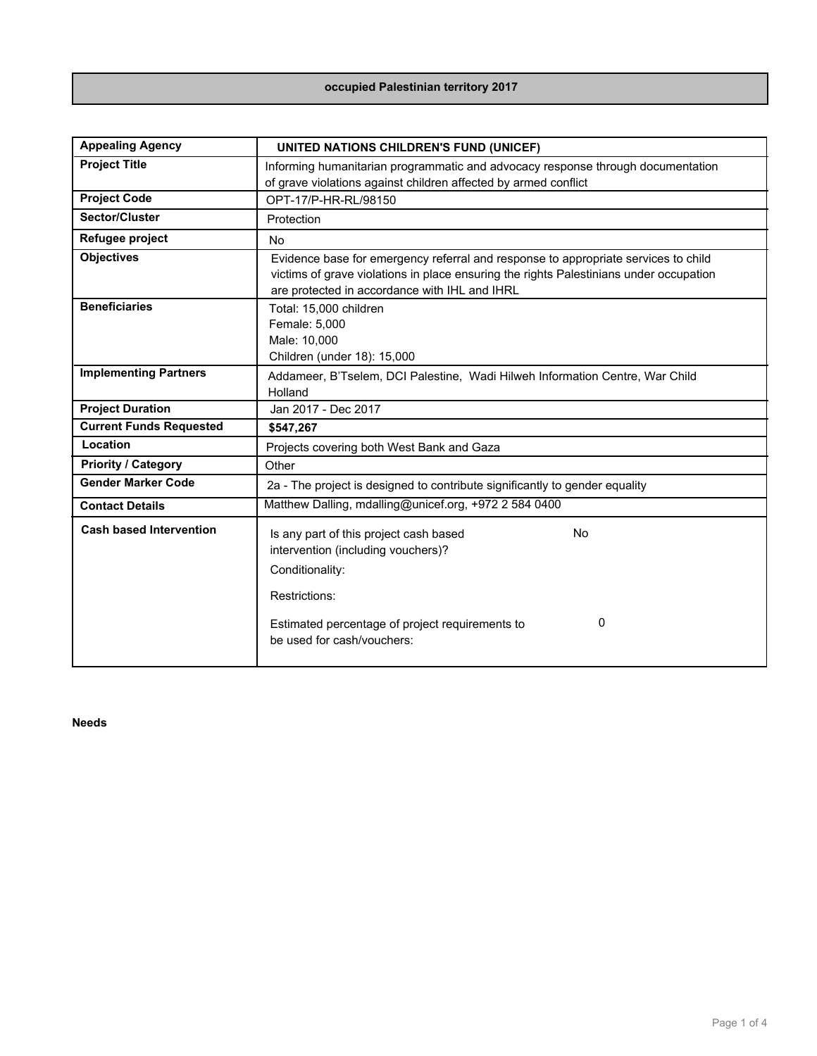# occupied Palestinian territory 2017

| | |
|---|---|
| **Appealing Agency** | **UNITED NATIONS CHILDREN'S FUND (UNICEF)** |
| **Project Title** | Informing humanitarian programmatic and advocacy response through documentation of grave violations against children affected by armed conflict |
| **Project Code** | OPT-17/P-HR-RL/98150 |
| **Sector/Cluster** | Protection |
| **Refugee project** | No |
| **Objectives** | Evidence base for emergency referral and response to appropriate services to child victims of grave violations in place ensuring the rights Palestinians under occupation are protected in accordance with IHL and IHRL |
| **Beneficiaries** | Total: 15,000 children<br>Female: 5,000<br>Male: 10,000<br>Children (under 18): 15,000 |
| **Implementing Partners** | Addameer, B'Tselem, DCI Palestine, Wadi Hilweh Information Centre, War Child Holland |
| **Project Duration** | Jan 2017 - Dec 2017 |
| **Current Funds Requested** | **$547,267** |
| **Location** | Projects covering both West Bank and Gaza |
| **Priority / Category** | Other |
| **Gender Marker Code** | 2a - The project is designed to contribute significantly to gender equality |
| **Contact Details** | Matthew Dalling, mdalling@unicef.org, +972 2 584 0400 |
| **Cash based Intervention** | Is any part of this project cash based intervention (including vouchers)? No<br>Conditionality:<br>Restrictions:<br>Estimated percentage of project requirements to be used for cash/vouchers: 0 |

**Needs**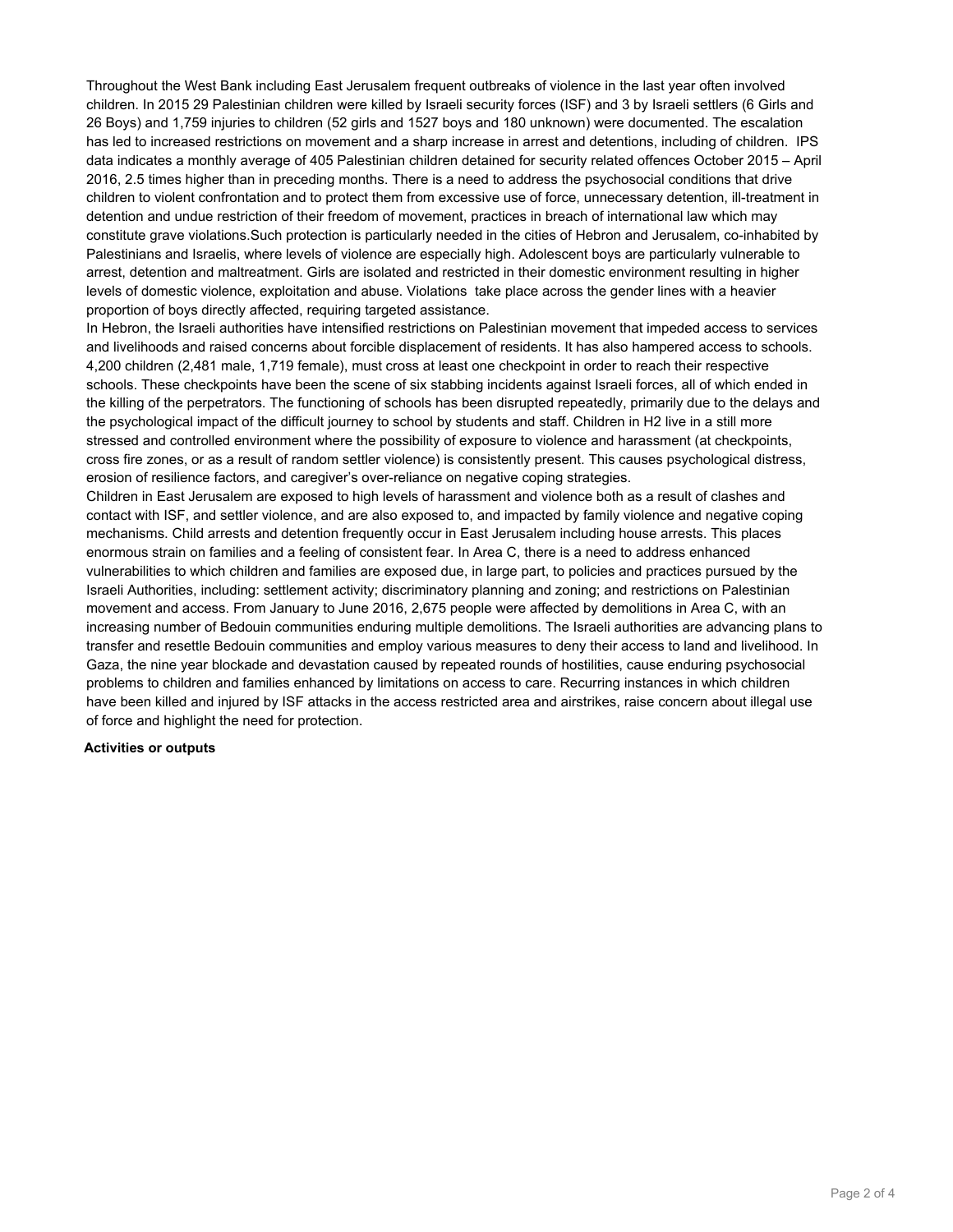Throughout the West Bank including East Jerusalem frequent outbreaks of violence in the last year often involved children. In 2015 29 Palestinian children were killed by Israeli security forces (ISF) and 3 by Israeli settlers (6 Girls and 26 Boys) and 1,759 injuries to children (52 girls and 1527 boys and 180 unknown) were documented. The escalation has led to increased restrictions on movement and a sharp increase in arrest and detentions, including of children. IPS data indicates a monthly average of 405 Palestinian children detained for security related offences October 2015 – April 2016, 2.5 times higher than in preceding months. There is a need to address the psychosocial conditions that drive children to violent confrontation and to protect them from excessive use of force, unnecessary detention, ill-treatment in detention and undue restriction of their freedom of movement, practices in breach of international law which may constitute grave violations.Such protection is particularly needed in the cities of Hebron and Jerusalem, co-inhabited by Palestinians and Israelis, where levels of violence are especially high. Adolescent boys are particularly vulnerable to arrest, detention and maltreatment. Girls are isolated and restricted in their domestic environment resulting in higher levels of domestic violence, exploitation and abuse. Violations take place across the gender lines with a heavier proportion of boys directly affected, requiring targeted assistance.

In Hebron, the Israeli authorities have intensified restrictions on Palestinian movement that impeded access to services and livelihoods and raised concerns about forcible displacement of residents. It has also hampered access to schools. 4,200 children (2,481 male, 1,719 female), must cross at least one checkpoint in order to reach their respective schools. These checkpoints have been the scene of six stabbing incidents against Israeli forces, all of which ended in the killing of the perpetrators. The functioning of schools has been disrupted repeatedly, primarily due to the delays and the psychological impact of the difficult journey to school by students and staff. Children in H2 live in a still more stressed and controlled environment where the possibility of exposure to violence and harassment (at checkpoints, cross fire zones, or as a result of random settler violence) is consistently present. This causes psychological distress, erosion of resilience factors, and caregiver's over-reliance on negative coping strategies.

Children in East Jerusalem are exposed to high levels of harassment and violence both as a result of clashes and contact with ISF, and settler violence, and are also exposed to, and impacted by family violence and negative coping mechanisms. Child arrests and detention frequently occur in East Jerusalem including house arrests. This places enormous strain on families and a feeling of consistent fear. In Area C, there is a need to address enhanced vulnerabilities to which children and families are exposed due, in large part, to policies and practices pursued by the Israeli Authorities, including: settlement activity; discriminatory planning and zoning; and restrictions on Palestinian movement and access. From January to June 2016, 2,675 people were affected by demolitions in Area C, with an increasing number of Bedouin communities enduring multiple demolitions. The Israeli authorities are advancing plans to transfer and resettle Bedouin communities and employ various measures to deny their access to land and livelihood. In Gaza, the nine year blockade and devastation caused by repeated rounds of hostilities, cause enduring psychosocial problems to children and families enhanced by limitations on access to care. Recurring instances in which children have been killed and injured by ISF attacks in the access restricted area and airstrikes, raise concern about illegal use of force and highlight the need for protection.

**Activities or outputs**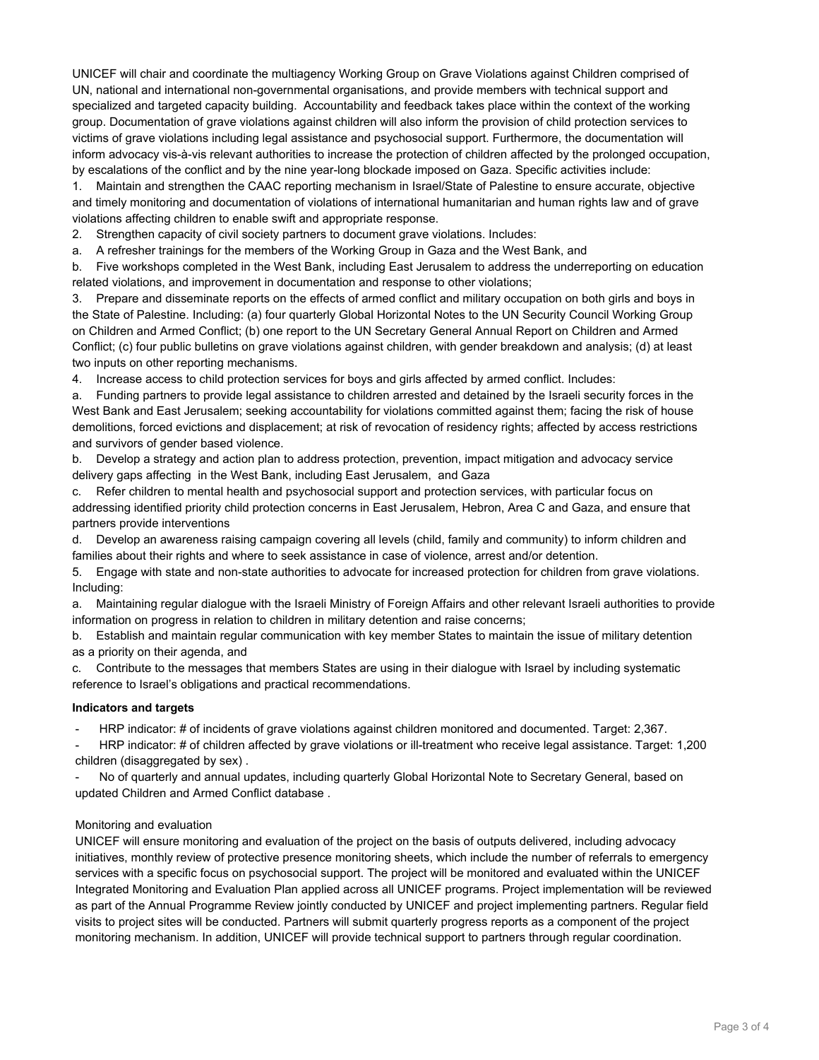UNICEF will chair and coordinate the multiagency Working Group on Grave Violations against Children comprised of UN, national and international non-governmental organisations, and provide members with technical support and specialized and targeted capacity building. Accountability and feedback takes place within the context of the working group. Documentation of grave violations against children will also inform the provision of child protection services to victims of grave violations including legal assistance and psychosocial support. Furthermore, the documentation will inform advocacy vis-à-vis relevant authorities to increase the protection of children affected by the prolonged occupation, by escalations of the conflict and by the nine year-long blockade imposed on Gaza. Specific activities include:

1. Maintain and strengthen the CAAC reporting mechanism in Israel/State of Palestine to ensure accurate, objective and timely monitoring and documentation of violations of international humanitarian and human rights law and of grave violations affecting children to enable swift and appropriate response.
2. Strengthen capacity of civil society partners to document grave violations. Includes:
   a. A refresher trainings for the members of the Working Group in Gaza and the West Bank, and
   b. Five workshops completed in the West Bank, including East Jerusalem to address the underreporting on education related violations, and improvement in documentation and response to other violations;
3. Prepare and disseminate reports on the effects of armed conflict and military occupation on both girls and boys in the State of Palestine. Including: (a) four quarterly Global Horizontal Notes to the UN Security Council Working Group on Children and Armed Conflict; (b) one report to the UN Secretary General Annual Report on Children and Armed Conflict; (c) four public bulletins on grave violations against children, with gender breakdown and analysis; (d) at least two inputs on other reporting mechanisms.
4. Increase access to child protection services for boys and girls affected by armed conflict. Includes:
   a. Funding partners to provide legal assistance to children arrested and detained by the Israeli security forces in the West Bank and East Jerusalem; seeking accountability for violations committed against them; facing the risk of house demolitions, forced evictions and displacement; at risk of revocation of residency rights; affected by access restrictions and survivors of gender based violence.
   b. Develop a strategy and action plan to address protection, prevention, impact mitigation and advocacy service delivery gaps affecting in the West Bank, including East Jerusalem, and Gaza
   c. Refer children to mental health and psychosocial support and protection services, with particular focus on addressing identified priority child protection concerns in East Jerusalem, Hebron, Area C and Gaza, and ensure that partners provide interventions
   d. Develop an awareness raising campaign covering all levels (child, family and community) to inform children and families about their rights and where to seek assistance in case of violence, arrest and/or detention.
5. Engage with state and non-state authorities to advocate for increased protection for children from grave violations. Including:
   a. Maintaining regular dialogue with the Israeli Ministry of Foreign Affairs and other relevant Israeli authorities to provide information on progress in relation to children in military detention and raise concerns;
   b. Establish and maintain regular communication with key member States to maintain the issue of military detention as a priority on their agenda, and
   c. Contribute to the messages that members States are using in their dialogue with Israel by including systematic reference to Israel's obligations and practical recommendations.

**Indicators and targets**

- HRP indicator: # of incidents of grave violations against children monitored and documented. Target: 2,367.
- HRP indicator: # of children affected by grave violations or ill-treatment who receive legal assistance. Target: 1,200 children (disaggregated by sex) .
- No of quarterly and annual updates, including quarterly Global Horizontal Note to Secretary General, based on updated Children and Armed Conflict database .

Monitoring and evaluation

UNICEF will ensure monitoring and evaluation of the project on the basis of outputs delivered, including advocacy initiatives, monthly review of protective presence monitoring sheets, which include the number of referrals to emergency services with a specific focus on psychosocial support. The project will be monitored and evaluated within the UNICEF Integrated Monitoring and Evaluation Plan applied across all UNICEF programs. Project implementation will be reviewed as part of the Annual Programme Review jointly conducted by UNICEF and project implementing partners. Regular field visits to project sites will be conducted. Partners will submit quarterly progress reports as a component of the project monitoring mechanism. In addition, UNICEF will provide technical support to partners through regular coordination.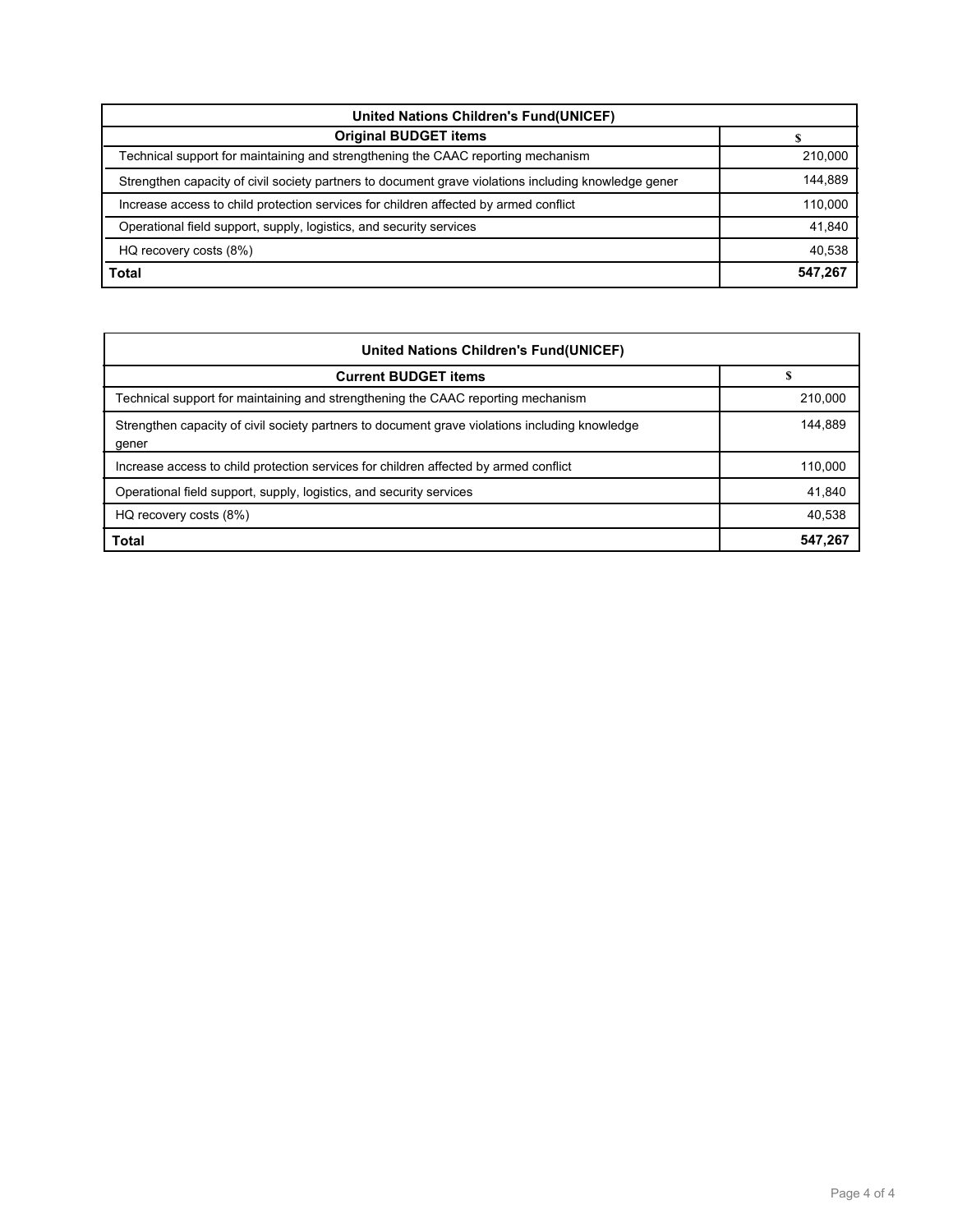| United Nations Children's Fund(UNICEF) | |
|---|---|
| **Original BUDGET items** | **$** |
| Technical support for maintaining and strengthening the CAAC reporting mechanism | 210,000 |
| Strengthen capacity of civil society partners to document grave violations including knowledge gener | 144,889 |
| Increase access to child protection services for children affected by armed conflict | 110,000 |
| Operational field support, supply, logistics, and security services | 41,840 |
| HQ recovery costs (8%) | 40,538 |
| **Total** | **547,267** |

| United Nations Children's Fund(UNICEF) | |
|---|---|
| **Current BUDGET items** | **$** |
| Technical support for maintaining and strengthening the CAAC reporting mechanism | 210,000 |
| Strengthen capacity of civil society partners to document grave violations including knowledge gener | 144,889 |
| Increase access to child protection services for children affected by armed conflict | 110,000 |
| Operational field support, supply, logistics, and security services | 41,840 |
| HQ recovery costs (8%) | 40,538 |
| **Total** | **547,267** |